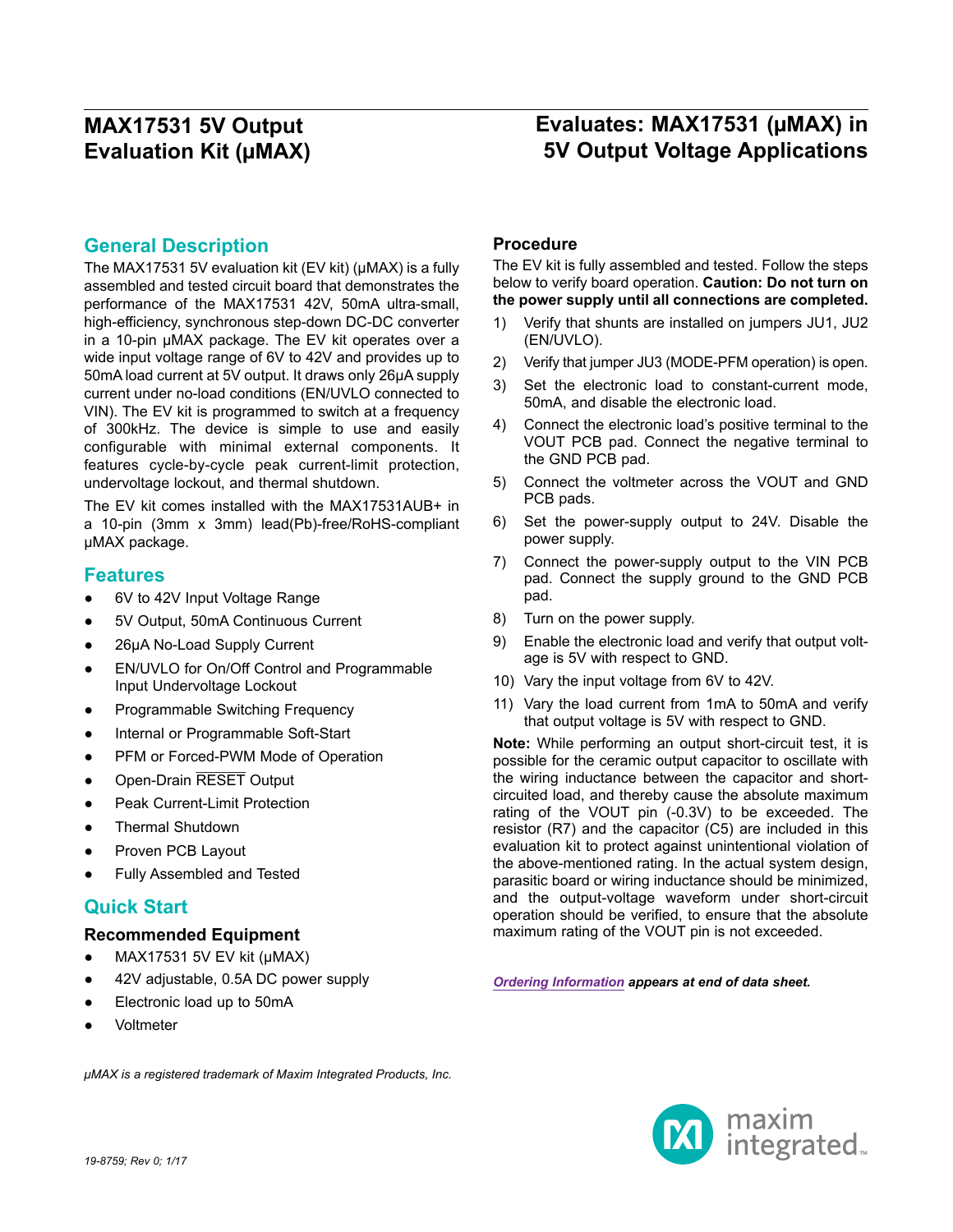# MAX17531 5V Output Evaluation Kit (μMAX)

# Evaluates: MAX17531 (μMAX) in 5V Output Voltage Applications

## General Description

The MAX17531 5V evaluation kit (EV kit) (μMAX) is a fully assembled and tested circuit board that demonstrates the performance of the MAX17531 42V, 50mA ultra-small, high-efficiency, synchronous step-down DC-DC converter in a 10-pin μMAX package. The EV kit operates over a wide input voltage range of 6V to 42V and provides up to 50mA load current at 5V output. It draws only 26μA supply current under no-load conditions (EN/UVLO connected to VIN). The EV kit is programmed to switch at a frequency of 300kHz. The device is simple to use and easily configurable with minimal external components. It features cycle-by-cycle peak current-limit protection, undervoltage lockout, and thermal shutdown.

The EV kit comes installed with the MAX17531AUB+ in a 10-pin (3mm x 3mm) lead(Pb)-free/RoHS-compliant μMAX package.

## Features

- 6V to 42V Input Voltage Range
- 5V Output, 50mA Continuous Current
- 26μA No-Load Supply Current
- EN/UVLO for On/Off Control and Programmable Input Undervoltage Lockout
- Programmable Switching Frequency
- Internal or Programmable Soft-Start
- PFM or Forced-PWM Mode of Operation
- Open-Drain $\overline{\text{RESET}}$ Output
- Peak Current-Limit Protection
- Thermal Shutdown
- Proven PCB Layout
- Fully Assembled and Tested

## Quick Start

### Recommended Equipment

- MAX17531 5V EV kit (μMAX)
- 42V adjustable, 0.5A DC power supply
- Electronic load up to 50mA
- Voltmeter

### Procedure

The EV kit is fully assembled and tested. Follow the steps below to verify board operation. **Caution: Do not turn on the power supply until all connections are completed.**

1) Verify that shunts are installed on jumpers JU1, JU2 (EN/UVLO).
2) Verify that jumper JU3 (MODE-PFM operation) is open.
3) Set the electronic load to constant-current mode, 50mA, and disable the electronic load.
4) Connect the electronic load's positive terminal to the VOUT PCB pad. Connect the negative terminal to the GND PCB pad.
5) Connect the voltmeter across the VOUT and GND PCB pads.
6) Set the power-supply output to 24V. Disable the power supply.
7) Connect the power-supply output to the VIN PCB pad. Connect the supply ground to the GND PCB pad.
8) Turn on the power supply.
9) Enable the electronic load and verify that output voltage is 5V with respect to GND.
10) Vary the input voltage from 6V to 42V.
11) Vary the load current from 1mA to 50mA and verify that output voltage is 5V with respect to GND.

**Note:** While performing an output short-circuit test, it is possible for the ceramic output capacitor to oscillate with the wiring inductance between the capacitor and short-circuited load, and thereby cause the absolute maximum rating of the VOUT pin (-0.3V) to be exceeded. The resistor (R7) and the capacitor (C5) are included in this evaluation kit to protect against unintentional violation of the above-mentioned rating. In the actual system design, parasitic board or wiring inductance should be minimized, and the output-voltage waveform under short-circuit operation should be verified, to ensure that the absolute maximum rating of the VOUT pin is not exceeded.

*Ordering Information appears at end of data sheet.*

*μMAX is a registered trademark of Maxim Integrated Products, Inc.*

19-8759; Rev 0; 1/17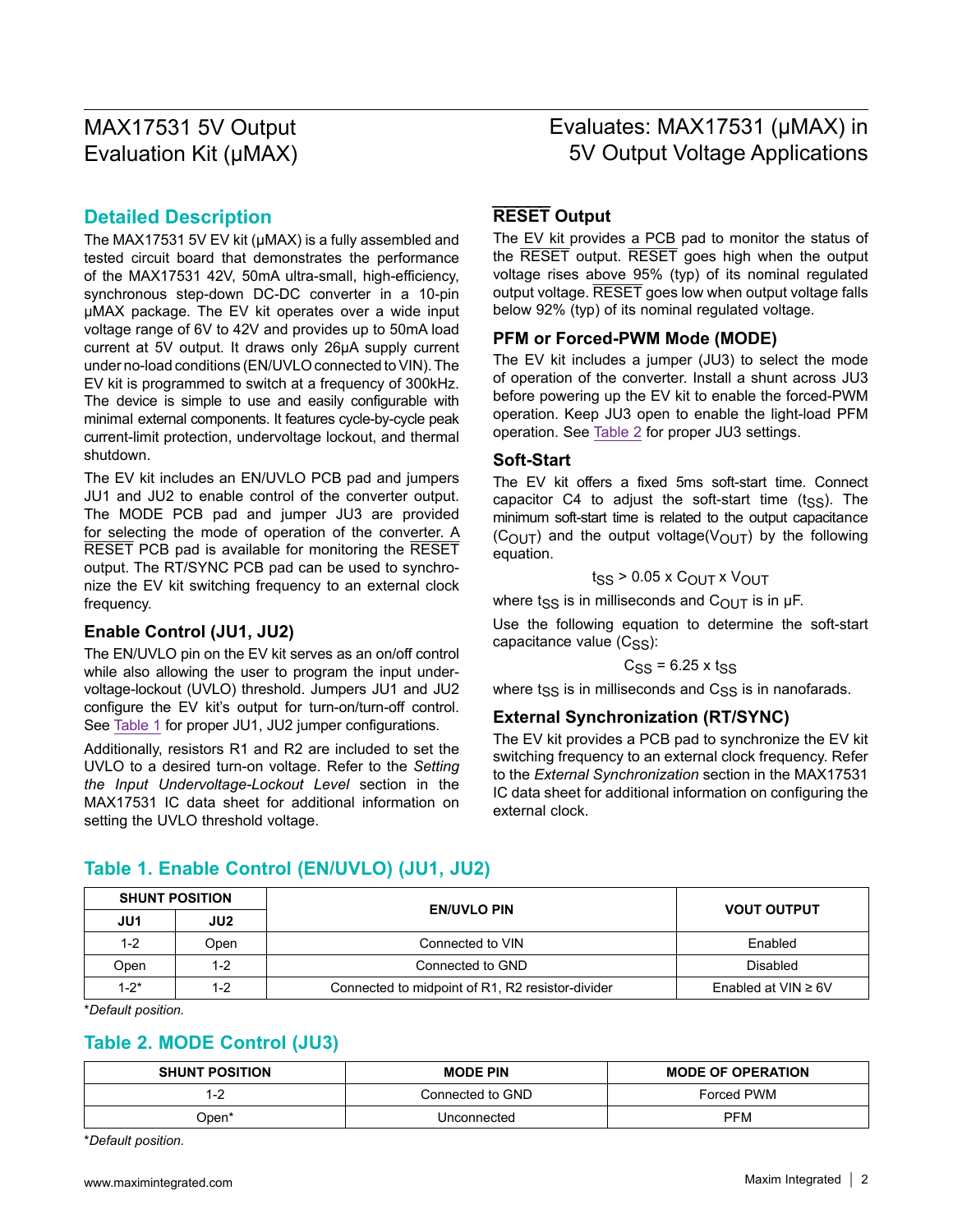## Detailed Description

The MAX17531 5V EV kit (µMAX) is a fully assembled and tested circuit board that demonstrates the performance of the MAX17531 42V, 50mA ultra-small, high-efficiency, synchronous step-down DC-DC converter in a 10-pin µMAX package. The EV kit operates over a wide input voltage range of 6V to 42V and provides up to 50mA load current at 5V output. It draws only 26µA supply current under no-load conditions (EN/UVLO connected to VIN). The EV kit is programmed to switch at a frequency of 300kHz. The device is simple to use and easily configurable with minimal external components. It features cycle-by-cycle peak current-limit protection, undervoltage lockout, and thermal shutdown.

The EV kit includes an EN/UVLO PCB pad and jumpers JU1 and JU2 to enable control of the converter output. The MODE PCB pad and jumper JU3 are provided for selecting the mode of operation of the converter. A $\overline{\text{RESET}}$ PCB pad is available for monitoring the $\overline{\text{RESET}}$ output. The RT/SYNC PCB pad can be used to synchronize the EV kit switching frequency to an external clock frequency.

### Enable Control (JU1, JU2)

The EN/UVLO pin on the EV kit serves as an on/off control while also allowing the user to program the input undervoltage-lockout (UVLO) threshold. Jumpers JU1 and JU2 configure the EV kit's output for turn-on/turn-off control. See Table 1 for proper JU1, JU2 jumper configurations.

Additionally, resistors R1 and R2 are included to set the UVLO to a desired turn-on voltage. Refer to the *Setting the Input Undervoltage-Lockout Level* section in the MAX17531 IC data sheet for additional information on setting the UVLO threshold voltage.

### $\overline{\text{RESET}}$ Output

The EV kit provides a PCB pad to monitor the status of the $\overline{\text{RESET}}$ output. $\overline{\text{RESET}}$ goes high when the output voltage rises above 95% (typ) of its nominal regulated output voltage. $\overline{\text{RESET}}$ goes low when output voltage falls below 92% (typ) of its nominal regulated voltage.

### PFM or Forced-PWM Mode (MODE)

The EV kit includes a jumper (JU3) to select the mode of operation of the converter. Install a shunt across JU3 before powering up the EV kit to enable the forced-PWM operation. Keep JU3 open to enable the light-load PFM operation. See Table 2 for proper JU3 settings.

### Soft-Start

The EV kit offers a fixed 5ms soft-start time. Connect capacitor C4 to adjust the soft-start time ($t_{SS}$). The minimum soft-start time is related to the output capacitance ($C_{OUT}$) and the output voltage($V_{OUT}$) by the following equation.

$$t_{SS} > 0.05 \times C_{OUT} \times V_{OUT}$$

where $t_{SS}$ is in milliseconds and $C_{OUT}$ is in µF.

Use the following equation to determine the soft-start capacitance value ($C_{SS}$):

$$C_{SS} = 6.25 \times t_{SS}$$

where $t_{SS}$ is in milliseconds and $C_{SS}$ is in nanofarads.

### External Synchronization (RT/SYNC)

The EV kit provides a PCB pad to synchronize the EV kit switching frequency to an external clock frequency. Refer to the *External Synchronization* section in the MAX17531 IC data sheet for additional information on configuring the external clock.

## Table 1. Enable Control (EN/UVLO) (JU1, JU2)

| SHUNT POSITION | | EN/UVLO PIN | VOUT OUTPUT |
|---|---|---|---|
| JU1 | JU2 | | |
| 1-2 | Open | Connected to VIN | Enabled |
| Open | 1-2 | Connected to GND | Disabled |
| 1-2* | 1-2 | Connected to midpoint of R1, R2 resistor-divider | Enabled at VIN ≥ 6V |

**Default position.*

## Table 2. MODE Control (JU3)

| SHUNT POSITION | MODE PIN | MODE OF OPERATION |
|---|---|---|
| 1-2 | Connected to GND | Forced PWM |
| Open* | Unconnected | PFM |

**Default position.*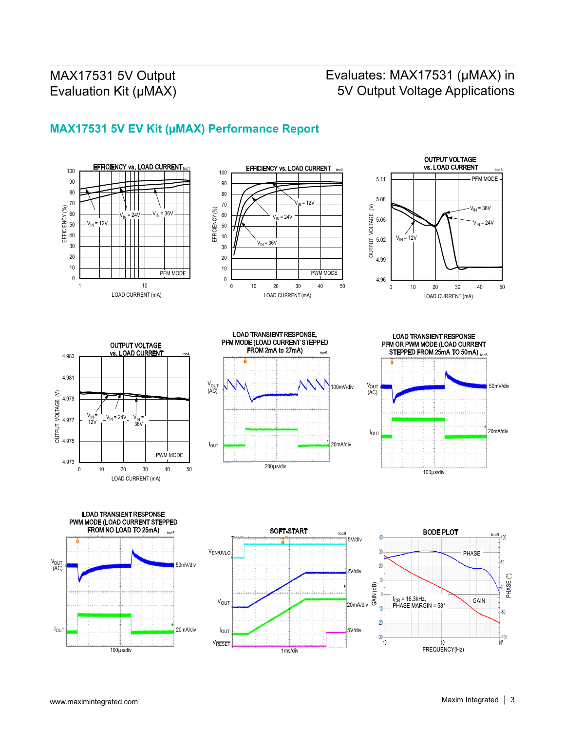## MAX17531 5V EV Kit (µMAX) Performance Report

EFFICIENCY vs. LOAD CURRENT (toc1)

EFFICIENCY vs. LOAD CURRENT (toc2)

OUTPUT VOLTAGE vs. LOAD CURRENT (toc3)

OUTPUT VOLTAGE vs. LOAD CURRENT (toc4)

LOAD TRANSIENT RESPONSE, PFM MODE (LOAD CURRENT STEPPED FROM 2mA to 27mA) (toc5)

LOAD TRANSIENT RESPONSE PFM OR PWM MODE (LOAD CURRENT STEPPED FROM 25mA TO 50mA) (toc6)

LOAD TRANSIENT RESPONSE PWM MODE (LOAD CURRENT STEPPED FROM NO LOAD TO 25mA) (toc7)

SOFT-START (toc8)

BODE PLOT (toc9)

$f_{CR}$ = 16.3kHz, PHASE MARGIN = 58°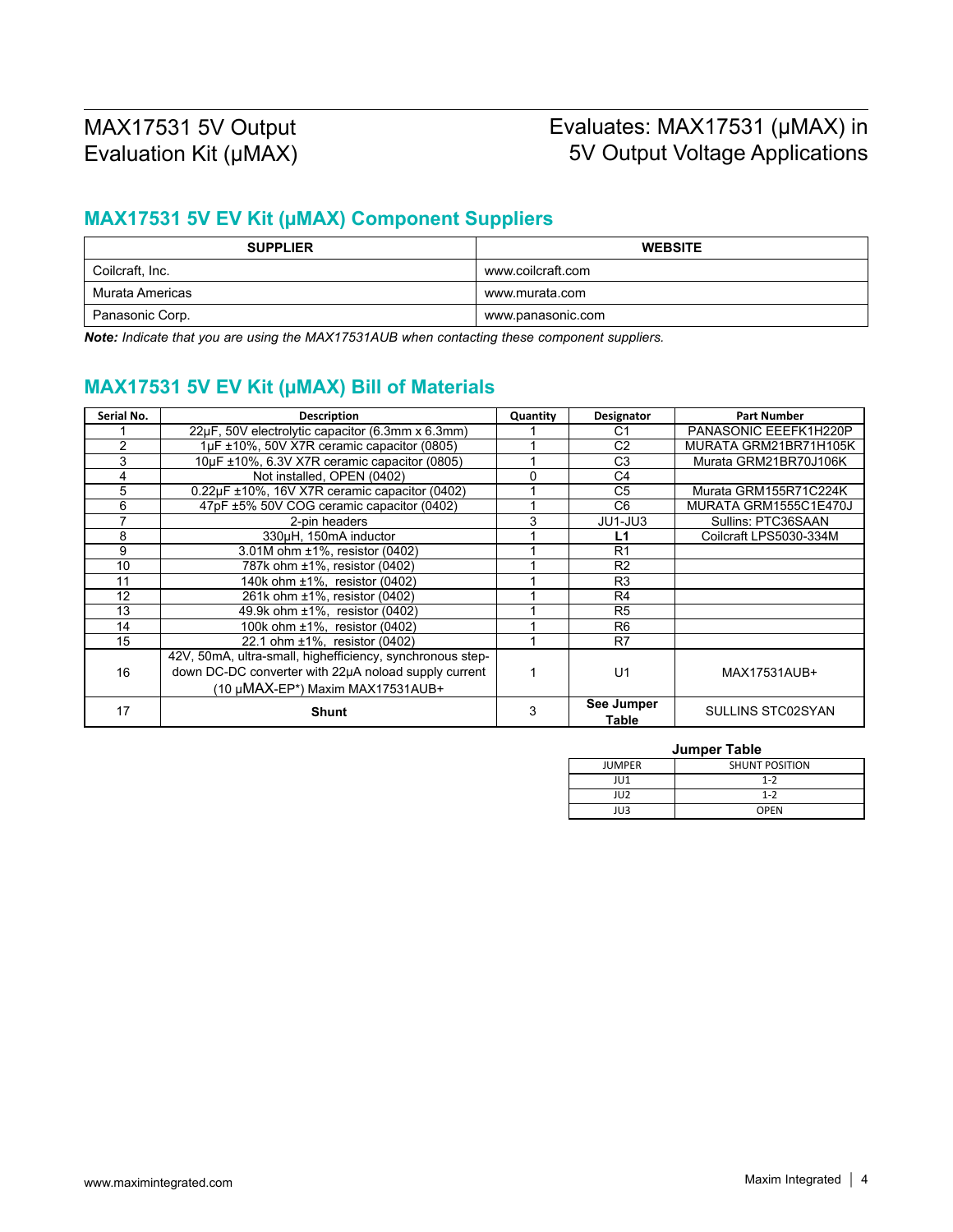## MAX17531 5V EV Kit (µMAX) Component Suppliers

| SUPPLIER | WEBSITE |
|---|---|
| Coilcraft, Inc. | www.coilcraft.com |
| Murata Americas | www.murata.com |
| Panasonic Corp. | www.panasonic.com |

***Note:*** *Indicate that you are using the MAX17531AUB when contacting these component suppliers.*

## MAX17531 5V EV Kit (µMAX) Bill of Materials

| Serial No. | Description | Quantity | Designator | Part Number |
|---|---|---|---|---|
| 1 | 22µF, 50V electrolytic capacitor (6.3mm x 6.3mm) | 1 | C1 | PANASONIC EEEFK1H220P |
| 2 | 1µF ±10%, 50V X7R ceramic capacitor (0805) | 1 | C2 | MURATA GRM21BR71H105K |
| 3 | 10µF ±10%, 6.3V X7R ceramic capacitor (0805) | 1 | C3 | Murata GRM21BR70J106K |
| 4 | Not installed, OPEN (0402) | 0 | C4 | |
| 5 | 0.22µF ±10%, 16V X7R ceramic capacitor (0402) | 1 | C5 | Murata GRM155R71C224K |
| 6 | 47pF ±5% 50V COG ceramic capacitor (0402) | 1 | C6 | MURATA GRM1555C1E470J |
| 7 | 2-pin headers | 3 | JU1-JU3 | Sullins: PTC36SAAN |
| 8 | 330µH, 150mA inductor | 1 | **L1** | Coilcraft LPS5030-334M |
| 9 | 3.01M ohm ±1%, resistor (0402) | 1 | R1 | |
| 10 | 787k ohm ±1%, resistor (0402) | 1 | R2 | |
| 11 | 140k ohm ±1%, resistor (0402) | 1 | R3 | |
| 12 | 261k ohm ±1%, resistor (0402) | 1 | R4 | |
| 13 | 49.9k ohm ±1%, resistor (0402) | 1 | R5 | |
| 14 | 100k ohm ±1%, resistor (0402) | 1 | R6 | |
| 15 | 22.1 ohm ±1%, resistor (0402) | 1 | R7 | |
| 16 | 42V, 50mA, ultra-small, highefficiency, synchronous step-down DC-DC converter with 22µA noload supply current (10 µMAX-EP*) Maxim MAX17531AUB+ | 1 | U1 | MAX17531AUB+ |
| 17 | **Shunt** | 3 | **See Jumper Table** | SULLINS STC02SYAN |

**Jumper Table**

| JUMPER | SHUNT POSITION |
|---|---|
| JU1 | 1-2 |
| JU2 | 1-2 |
| JU3 | OPEN |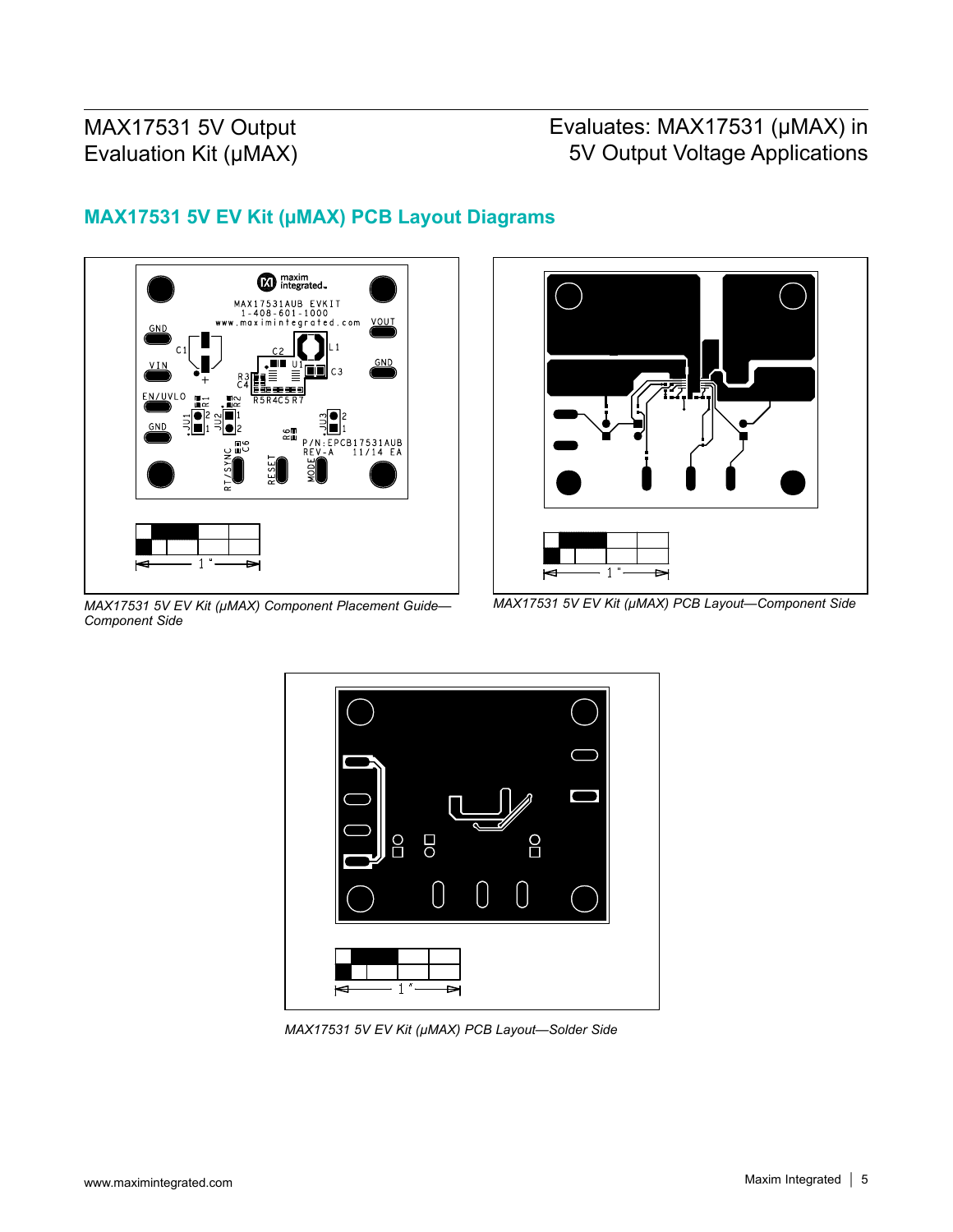## MAX17531 5V EV Kit (µMAX) PCB Layout Diagrams

*MAX17531 5V EV Kit (µMAX) Component Placement Guide—Component Side*

*MAX17531 5V EV Kit (µMAX) PCB Layout—Component Side*

*MAX17531 5V EV Kit (µMAX) PCB Layout—Solder Side*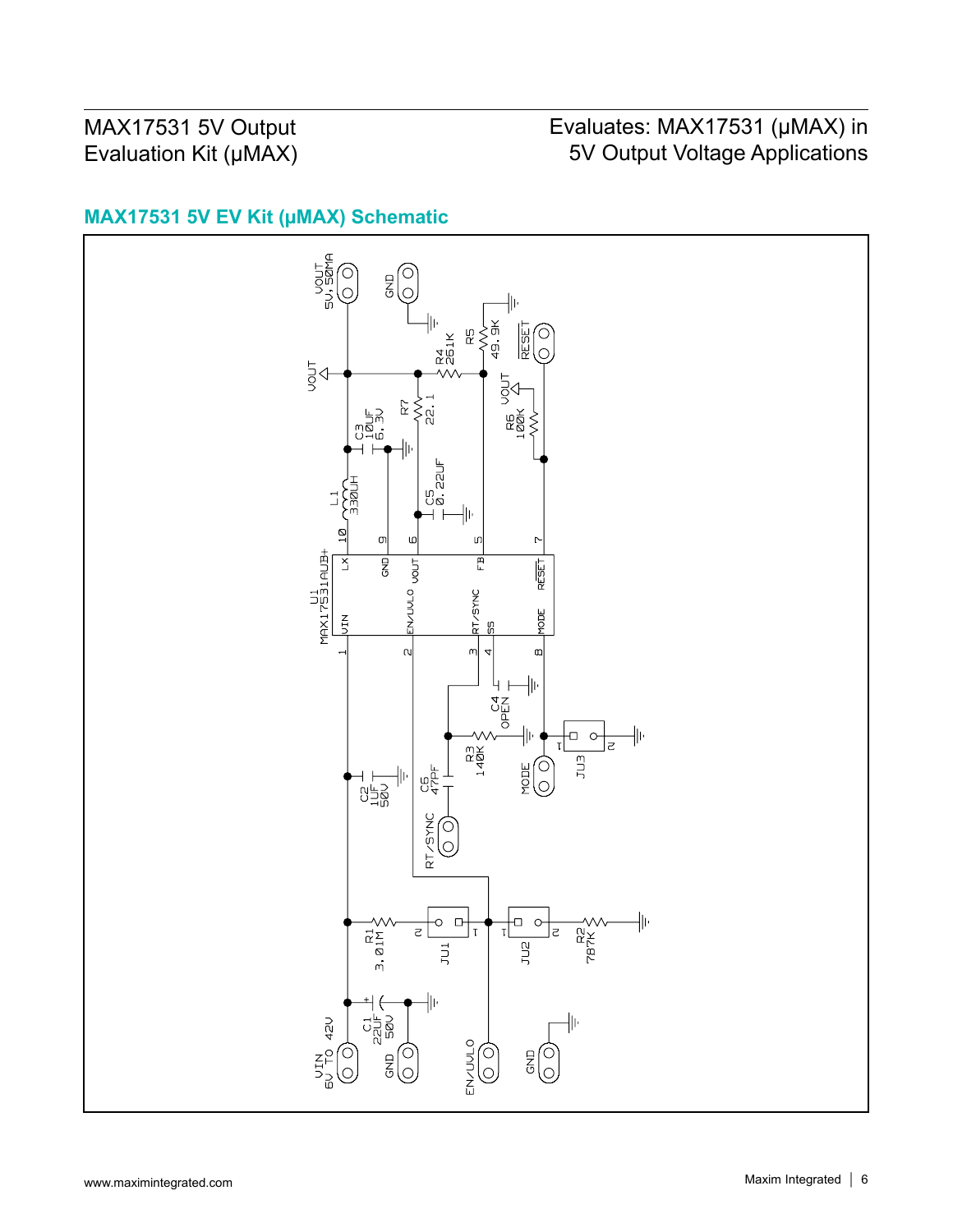## MAX17531 5V EV Kit (µMAX) Schematic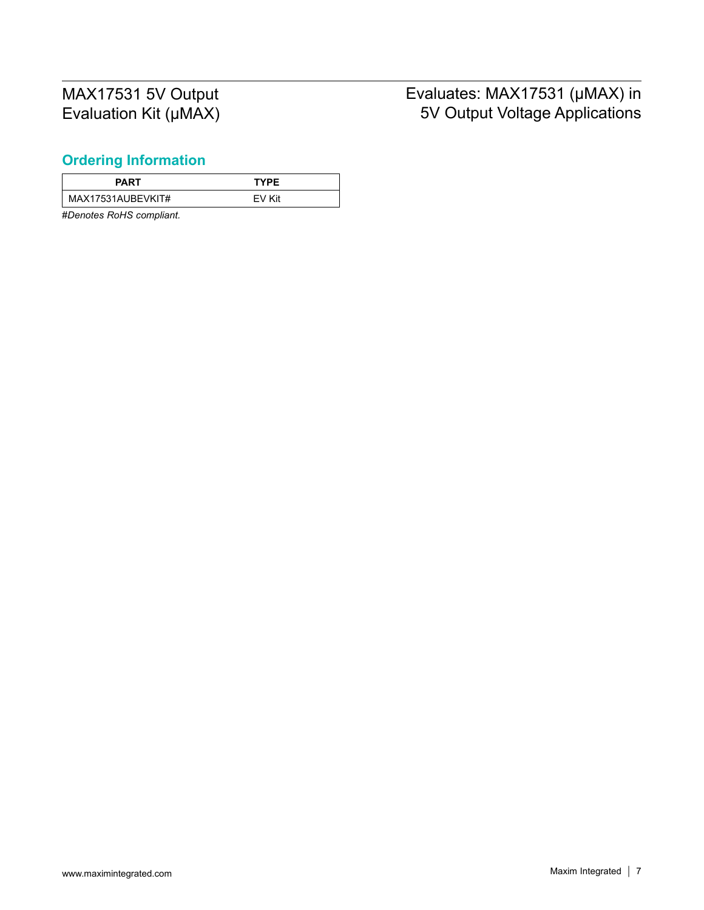## Ordering Information

| PART | TYPE |
|---|---|
| MAX17531AUBEVKIT# | EV Kit |

*#Denotes RoHS compliant.*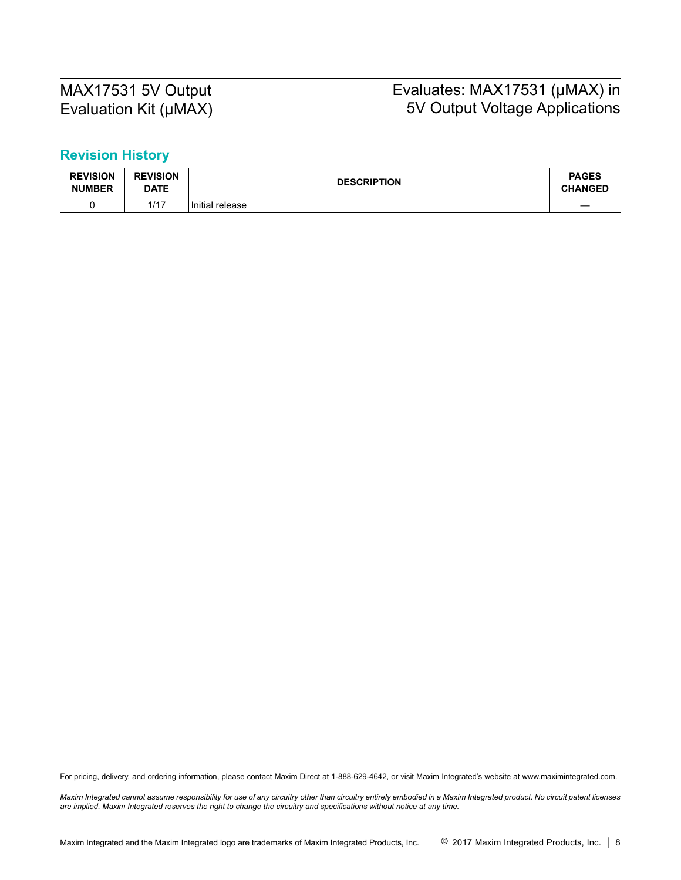## Revision History

| REVISION NUMBER | REVISION DATE | DESCRIPTION | PAGES CHANGED |
|---|---|---|---|
| 0 | 1/17 | Initial release | — |

For pricing, delivery, and ordering information, please contact Maxim Direct at 1-888-629-4642, or visit Maxim Integrated's website at www.maximintegrated.com.

*Maxim Integrated cannot assume responsibility for use of any circuitry other than circuitry entirely embodied in a Maxim Integrated product. No circuit patent licenses are implied. Maxim Integrated reserves the right to change the circuitry and specifications without notice at any time.*

Maxim Integrated and the Maxim Integrated logo are trademarks of Maxim Integrated Products, Inc.

© 2017 Maxim Integrated Products, Inc.